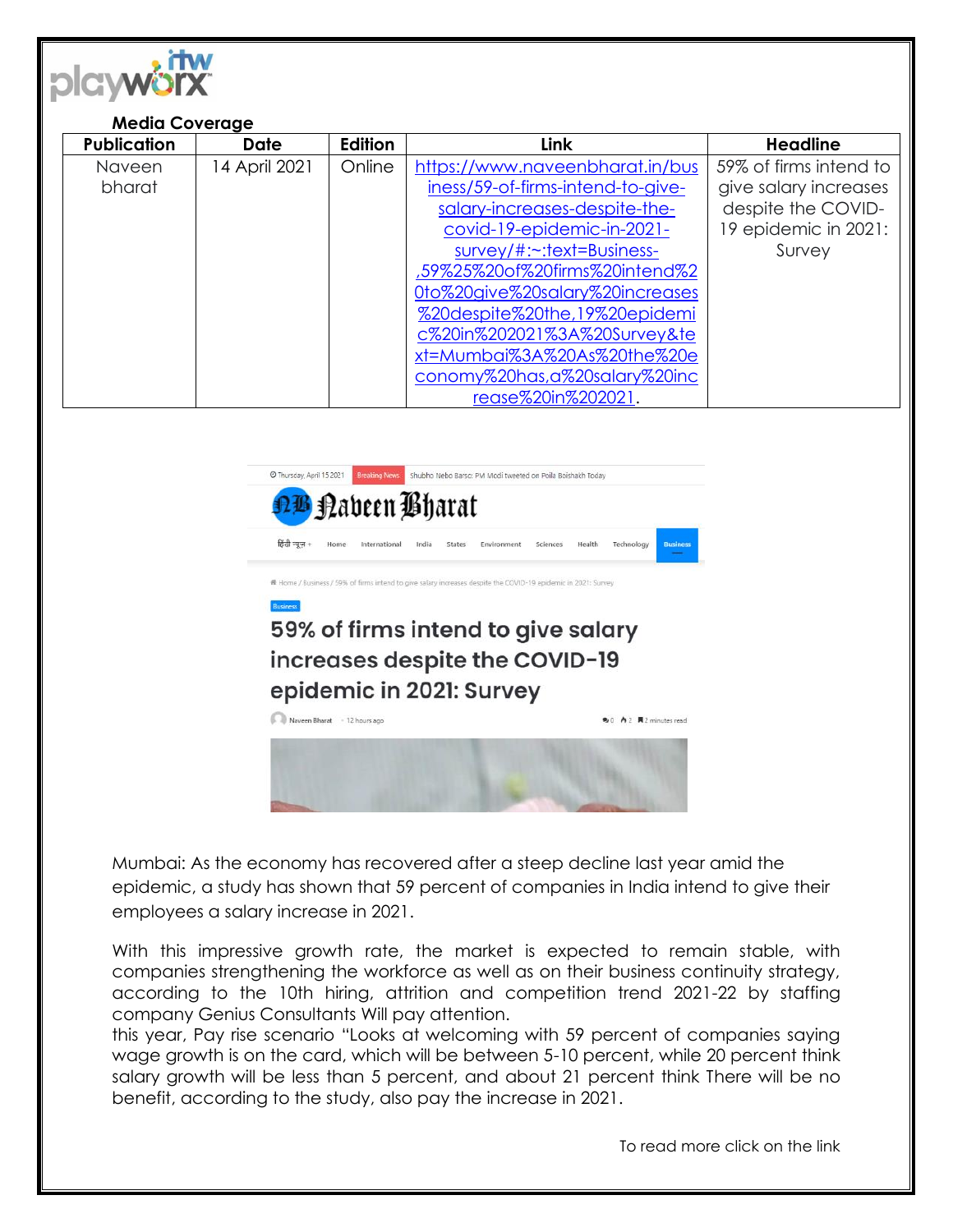**Media Coverage**

| Publication | Date | Edition | Link | Headline |
|---|---|---|---|---|
| Naveen bharat | 14 April 2021 | Online | https://www.naveenbharat.in/business/59-of-firms-intend-to-give-salary-increases-despite-the-covid-19-epidemic-in-2021-survey/#:~:text=Business-,59%25%20of%20firms%20intend%20to%20give%20salary%20increases%20despite%20the,19%20epidemic%20in%202021%3A%20Survey&text=Mumbai%3A%20As%20the%20economy%20has,a%20salary%20increase%20in%202021. | 59% of firms intend to give salary increases despite the COVID-19 epidemic in 2021: Survey |

Thursday, April 15 2021 Breaking News Shubho Nobo Barso: PM Modi tweeted on Poila Boishakh Today

Naveen Bharat

हिंदी न्यूज़ Home International India States Environment Sciences Health Technology Business

Home / Business / 59% of firms intend to give salary increases despite the COVID-19 epidemic in 2021: Survey

Business

## 59% of firms intend to give salary increases despite the COVID-19 epidemic in 2021: Survey

Naveen Bharat · 12 hours ago 0 2 2 minutes read

Mumbai: As the economy has recovered after a steep decline last year amid the epidemic, a study has shown that 59 percent of companies in India intend to give their employees a salary increase in 2021.

With this impressive growth rate, the market is expected to remain stable, with companies strengthening the workforce as well as on their business continuity strategy, according to the 10th hiring, attrition and competition trend 2021-22 by staffing company Genius Consultants Will pay attention.
this year, Pay rise scenario "Looks at welcoming with 59 percent of companies saying wage growth is on the card, which will be between 5-10 percent, while 20 percent think salary growth will be less than 5 percent, and about 21 percent think There will be no benefit, according to the study, also pay the increase in 2021.

To read more click on the link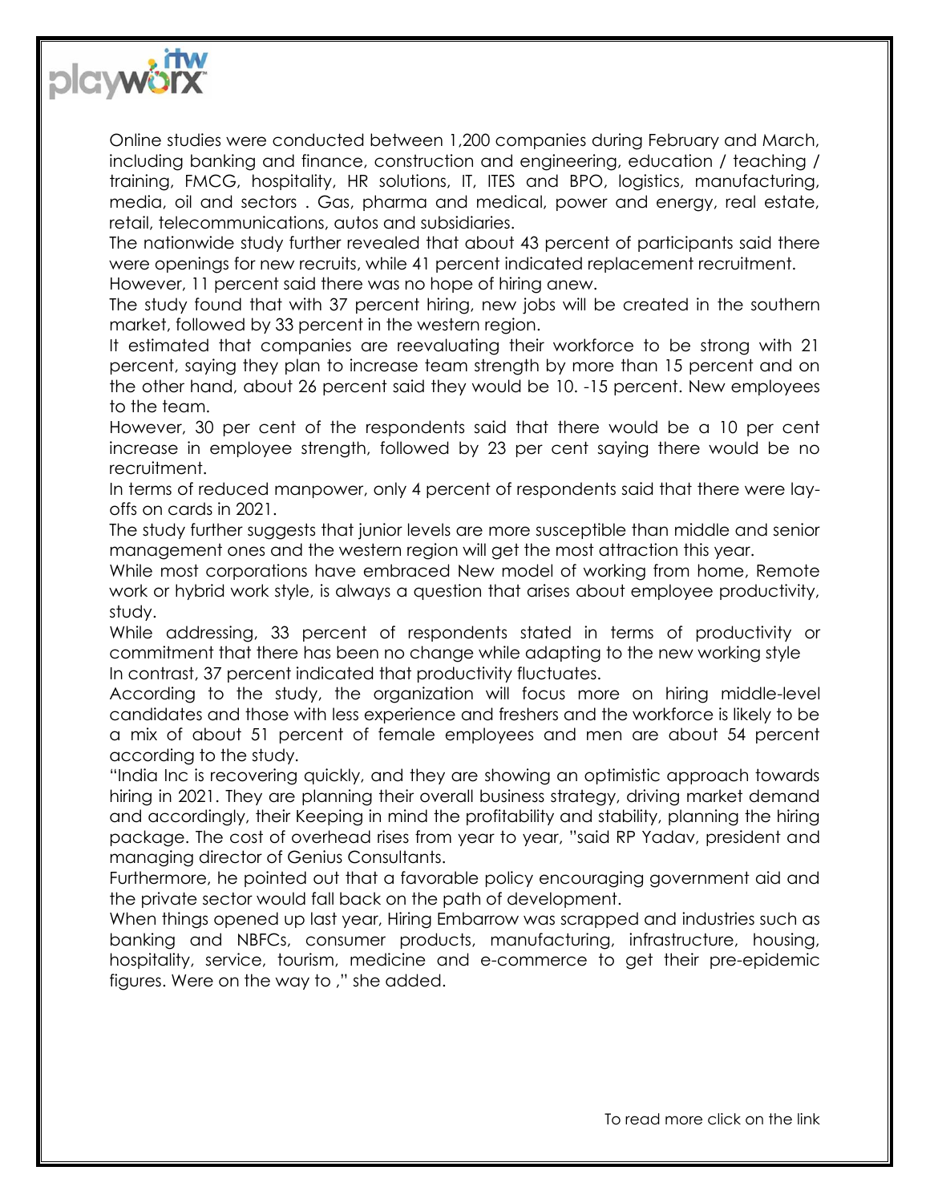Online studies were conducted between 1,200 companies during February and March, including banking and finance, construction and engineering, education / teaching / training, FMCG, hospitality, HR solutions, IT, ITES and BPO, logistics, manufacturing, media, oil and sectors . Gas, pharma and medical, power and energy, real estate, retail, telecommunications, autos and subsidiaries.

The nationwide study further revealed that about 43 percent of participants said there were openings for new recruits, while 41 percent indicated replacement recruitment.

However, 11 percent said there was no hope of hiring anew.

The study found that with 37 percent hiring, new jobs will be created in the southern market, followed by 33 percent in the western region.

It estimated that companies are reevaluating their workforce to be strong with 21 percent, saying they plan to increase team strength by more than 15 percent and on the other hand, about 26 percent said they would be 10. -15 percent. New employees to the team.

However, 30 per cent of the respondents said that there would be a 10 per cent increase in employee strength, followed by 23 per cent saying there would be no recruitment.

In terms of reduced manpower, only 4 percent of respondents said that there were lay-offs on cards in 2021.

The study further suggests that junior levels are more susceptible than middle and senior management ones and the western region will get the most attraction this year.

While most corporations have embraced New model of working from home, Remote work or hybrid work style, is always a question that arises about employee productivity, study.

While addressing, 33 percent of respondents stated in terms of productivity or commitment that there has been no change while adapting to the new working style

In contrast, 37 percent indicated that productivity fluctuates.

According to the study, the organization will focus more on hiring middle-level candidates and those with less experience and freshers and the workforce is likely to be a mix of about 51 percent of female employees and men are about 54 percent according to the study.

"India Inc is recovering quickly, and they are showing an optimistic approach towards hiring in 2021. They are planning their overall business strategy, driving market demand and accordingly, their Keeping in mind the profitability and stability, planning the hiring package. The cost of overhead rises from year to year, "said RP Yadav, president and managing director of Genius Consultants.

Furthermore, he pointed out that a favorable policy encouraging government aid and the private sector would fall back on the path of development.

When things opened up last year, Hiring Embarrow was scrapped and industries such as banking and NBFCs, consumer products, manufacturing, infrastructure, housing, hospitality, service, tourism, medicine and e-commerce to get their pre-epidemic figures. Were on the way to ," she added.

To read more click on the link